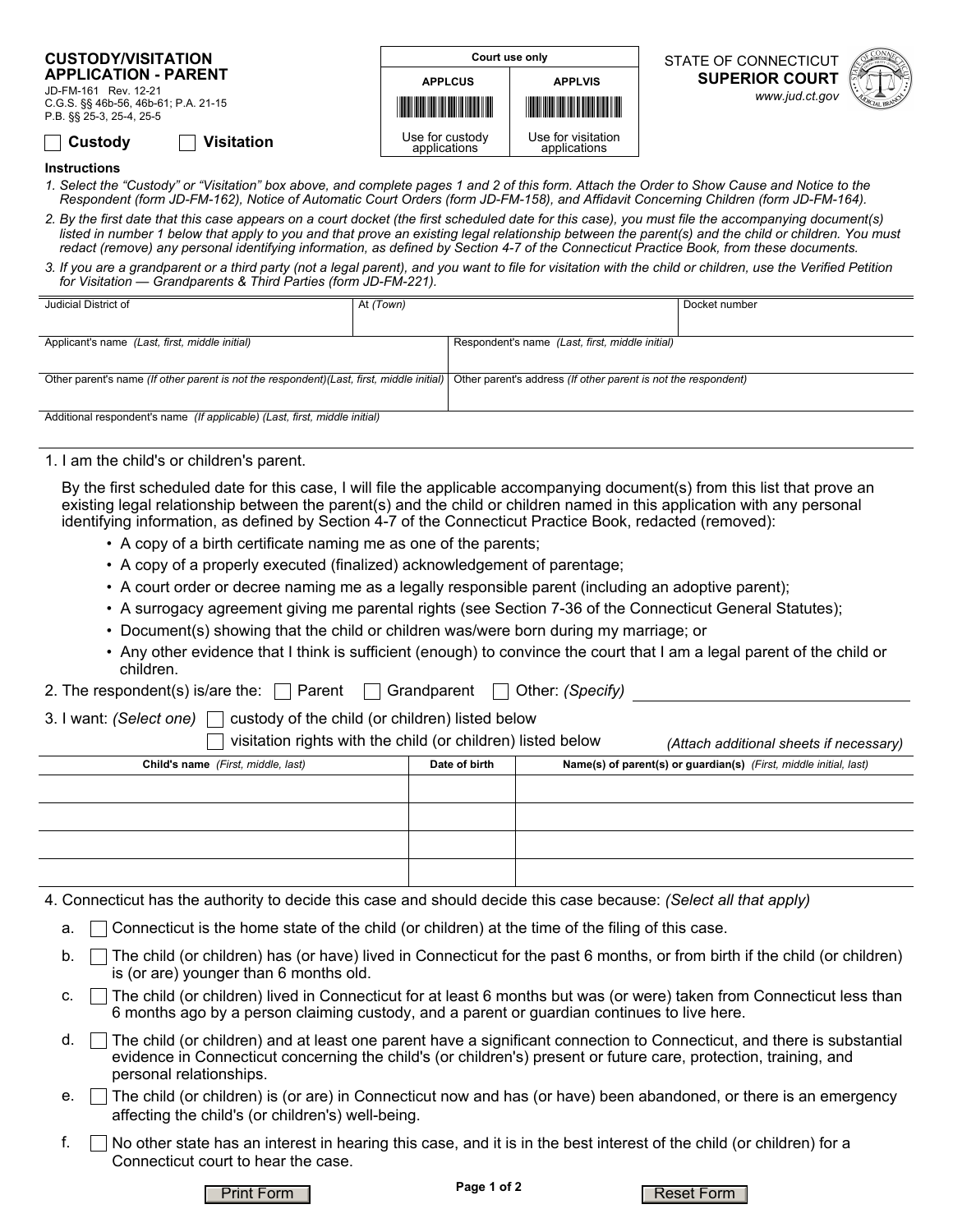**CUSTODY/VISITATION APPLICATION - PARENT**

JD-FM-161 Rev. 12-21
C.G.S. §§ 46b-56, 46b-61; P.A. 21-15
P.B. §§ 25-3, 25-4, 25-5

| Court use only | |
|---|---|
| APPLCUS | APPLVIS |
| Use for custody applications | Use for visitation applications |

STATE OF CONNECTICUT
**SUPERIOR COURT**
*www.jud.ct.gov*

☐ **Custody** ☐ **Visitation**

**Instructions**

1. *Select the "Custody" or "Visitation" box above, and complete pages 1 and 2 of this form. Attach the Order to Show Cause and Notice to the Respondent (form JD-FM-162), Notice of Automatic Court Orders (form JD-FM-158), and Affidavit Concerning Children (form JD-FM-164).*
2. *By the first date that this case appears on a court docket (the first scheduled date for this case), you must file the accompanying document(s) listed in number 1 below that apply to you and that prove an existing legal relationship between the parent(s) and the child or children. You must redact (remove) any personal identifying information, as defined by Section 4-7 of the Connecticut Practice Book, from these documents.*
3. *If you are a grandparent or a third party (not a legal parent), and you want to file for visitation with the child or children, use the Verified Petition for Visitation — Grandparents & Third Parties (form JD-FM-221).*

| Judicial District of | At *(Town)* | Docket number |
|---|---|---|
| | | |

| Applicant's name *(Last, first, middle initial)* | Respondent's name *(Last, first, middle initial)* |
|---|---|
| | |
| Other parent's name *(If other parent is not the respondent)(Last, first, middle initial)* | Other parent's address *(If other parent is not the respondent)* |
| | |
| Additional respondent's name *(If applicable) (Last, first, middle initial)* | |

1. I am the child's or children's parent.

   By the first scheduled date for this case, I will file the applicable accompanying document(s) from this list that prove an existing legal relationship between the parent(s) and the child or children named in this application with any personal identifying information, as defined by Section 4-7 of the Connecticut Practice Book, redacted (removed):
   - A copy of a birth certificate naming me as one of the parents;
   - A copy of a properly executed (finalized) acknowledgement of parentage;
   - A court order or decree naming me as a legally responsible parent (including an adoptive parent);
   - A surrogacy agreement giving me parental rights (see Section 7-36 of the Connecticut General Statutes);
   - Document(s) showing that the child or children was/were born during my marriage; or
   - Any other evidence that I think is sufficient (enough) to convince the court that I am a legal parent of the child or children.

2. The respondent(s) is/are the: ☐ Parent ☐ Grandparent ☐ Other: *(Specify)* ______________

3. I want: *(Select one)* ☐ custody of the child (or children) listed below
   ☐ visitation rights with the child (or children) listed below *(Attach additional sheets if necessary)*

| Child's name *(First, middle, last)* | Date of birth | Name(s) of parent(s) or guardian(s) *(First, middle initial, last)* |
|---|---|---|
| | | |
| | | |
| | | |
| | | |

4. Connecticut has the authority to decide this case and should decide this case because: *(Select all that apply)*

   a. ☐ Connecticut is the home state of the child (or children) at the time of the filing of this case.

   b. ☐ The child (or children) has (or have) lived in Connecticut for the past 6 months, or from birth if the child (or children) is (or are) younger than 6 months old.

   c. ☐ The child (or children) lived in Connecticut for at least 6 months but was (or were) taken from Connecticut less than 6 months ago by a person claiming custody, and a parent or guardian continues to live here.

   d. ☐ The child (or children) and at least one parent have a significant connection to Connecticut, and there is substantial evidence in Connecticut concerning the child's (or children's) present or future care, protection, training, and personal relationships.

   e. ☐ The child (or children) is (or are) in Connecticut now and has (or have) been abandoned, or there is an emergency affecting the child's (or children's) well-being.

   f. ☐ No other state has an interest in hearing this case, and it is in the best interest of the child (or children) for a Connecticut court to hear the case.

Print Form Reset Form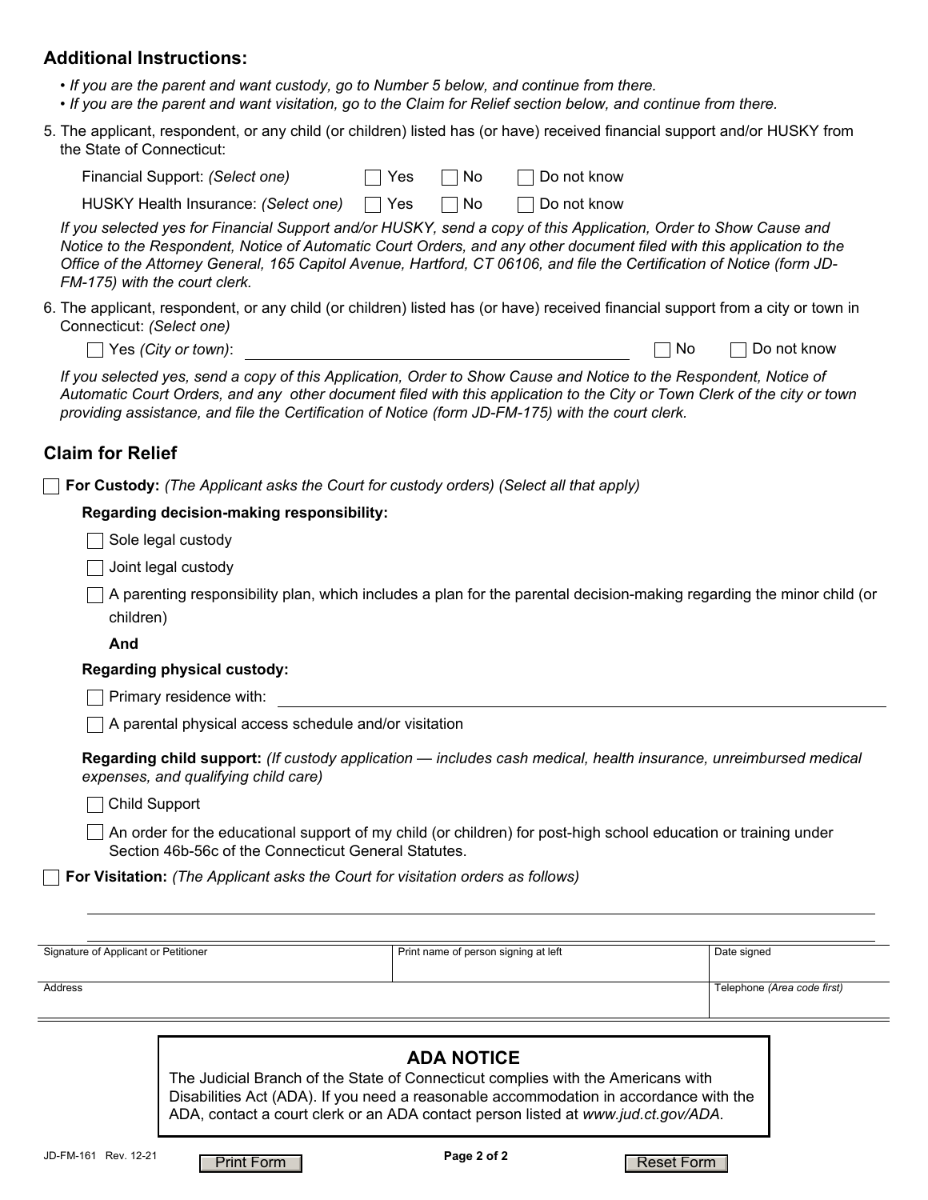## Additional Instructions:

- *If you are the parent and want custody, go to Number 5 below, and continue from there.*
- *If you are the parent and want visitation, go to the Claim for Relief section below, and continue from there.*

5. The applicant, respondent, or any child (or children) listed has (or have) received financial support and/or HUSKY from the State of Connecticut:

   Financial Support: *(Select one)* ☐ Yes ☐ No ☐ Do not know

   HUSKY Health Insurance: *(Select one)* ☐ Yes ☐ No ☐ Do not know

   *If you selected yes for Financial Support and/or HUSKY, send a copy of this Application, Order to Show Cause and Notice to the Respondent, Notice of Automatic Court Orders, and any other document filed with this application to the Office of the Attorney General, 165 Capitol Avenue, Hartford, CT 06106, and file the Certification of Notice (form JD-FM-175) with the court clerk.*

6. The applicant, respondent, or any child (or children) listed has (or have) received financial support from a city or town in Connecticut: *(Select one)*

   ☐ Yes *(City or town)*: ______________________ ☐ No ☐ Do not know

   *If you selected yes, send a copy of this Application, Order to Show Cause and Notice to the Respondent, Notice of Automatic Court Orders, and any other document filed with this application to the City or Town Clerk of the city or town providing assistance, and file the Certification of Notice (form JD-FM-175) with the court clerk.*

## Claim for Relief

☐ **For Custody:** *(The Applicant asks the Court for custody orders) (Select all that apply)*

**Regarding decision-making responsibility:**

☐ Sole legal custody

☐ Joint legal custody

☐ A parenting responsibility plan, which includes a plan for the parental decision-making regarding the minor child (or children)

**And**

**Regarding physical custody:**

☐ Primary residence with: ______________________

☐ A parental physical access schedule and/or visitation

**Regarding child support:** *(If custody application — includes cash medical, health insurance, unreimbursed medical expenses, and qualifying child care)*

☐ Child Support

☐ An order for the educational support of my child (or children) for post-high school education or training under Section 46b-56c of the Connecticut General Statutes.

☐ **For Visitation:** *(The Applicant asks the Court for visitation orders as follows)*

______________________

______________________

| Signature of Applicant or Petitioner | Print name of person signing at left | Date signed |
|---|---|---|
| Address | | Telephone *(Area code first)* |

### ADA NOTICE

The Judicial Branch of the State of Connecticut complies with the Americans with Disabilities Act (ADA). If you need a reasonable accommodation in accordance with the ADA, contact a court clerk or an ADA contact person listed at *www.jud.ct.gov/ADA.*

JD-FM-161 Rev. 12-21

Print Form | Reset Form